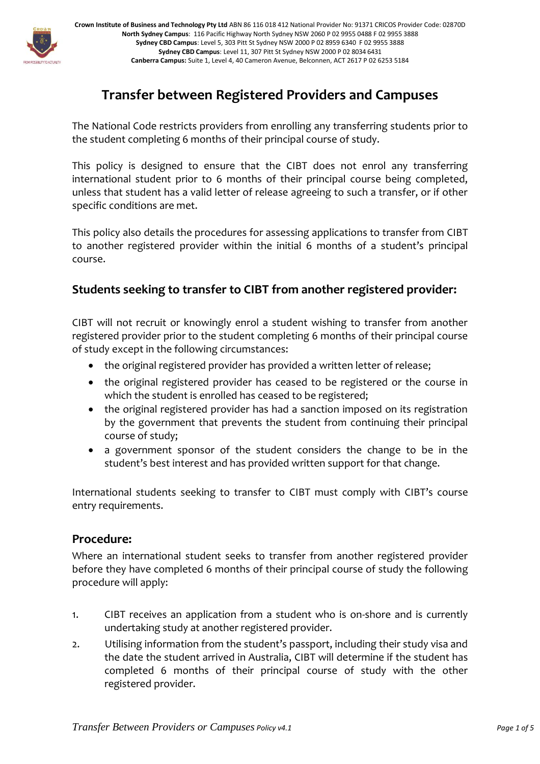# Transfer between Registered Providers and Campuses

The National Code restricts providers from enrolling any transferring students prior to the student completing 6 months of their principal course of study.

This policy is designed to ensure that the CIBT does not enrol any transferring international student prior to 6 months of their principal course being completed, unless that student has a valid letter of release agreeing to such a transfer, or if other specific conditions are met.

This policy also details the procedures for assessing applications to transfer from CIBT to another registered provider within the initial 6 months of a student's principal course.

## Students seeking to transfer to CIBT from another registered provider:

CIBT will not recruit or knowingly enrol a student wishing to transfer from another registered provider prior to the student completing 6 months of their principal course of study except in the following circumstances:

- the original registered provider has provided a written letter of release;
- the original registered provider has ceased to be registered or the course in which the student is enrolled has ceased to be registered;
- the original registered provider has had a sanction imposed on its registration by the government that prevents the student from continuing their principal course of study;
- a government sponsor of the student considers the change to be in the student's best interest and has provided written support for that change.

International students seeking to transfer to CIBT must comply with CIBT's course entry requirements.

## Procedure:

Where an international student seeks to transfer from another registered provider before they have completed 6 months of their principal course of study the following procedure will apply:

1. CIBT receives an application from a student who is on-shore and is currently undertaking study at another registered provider.
2. Utilising information from the student's passport, including their study visa and the date the student arrived in Australia, CIBT will determine if the student has completed 6 months of their principal course of study with the other registered provider.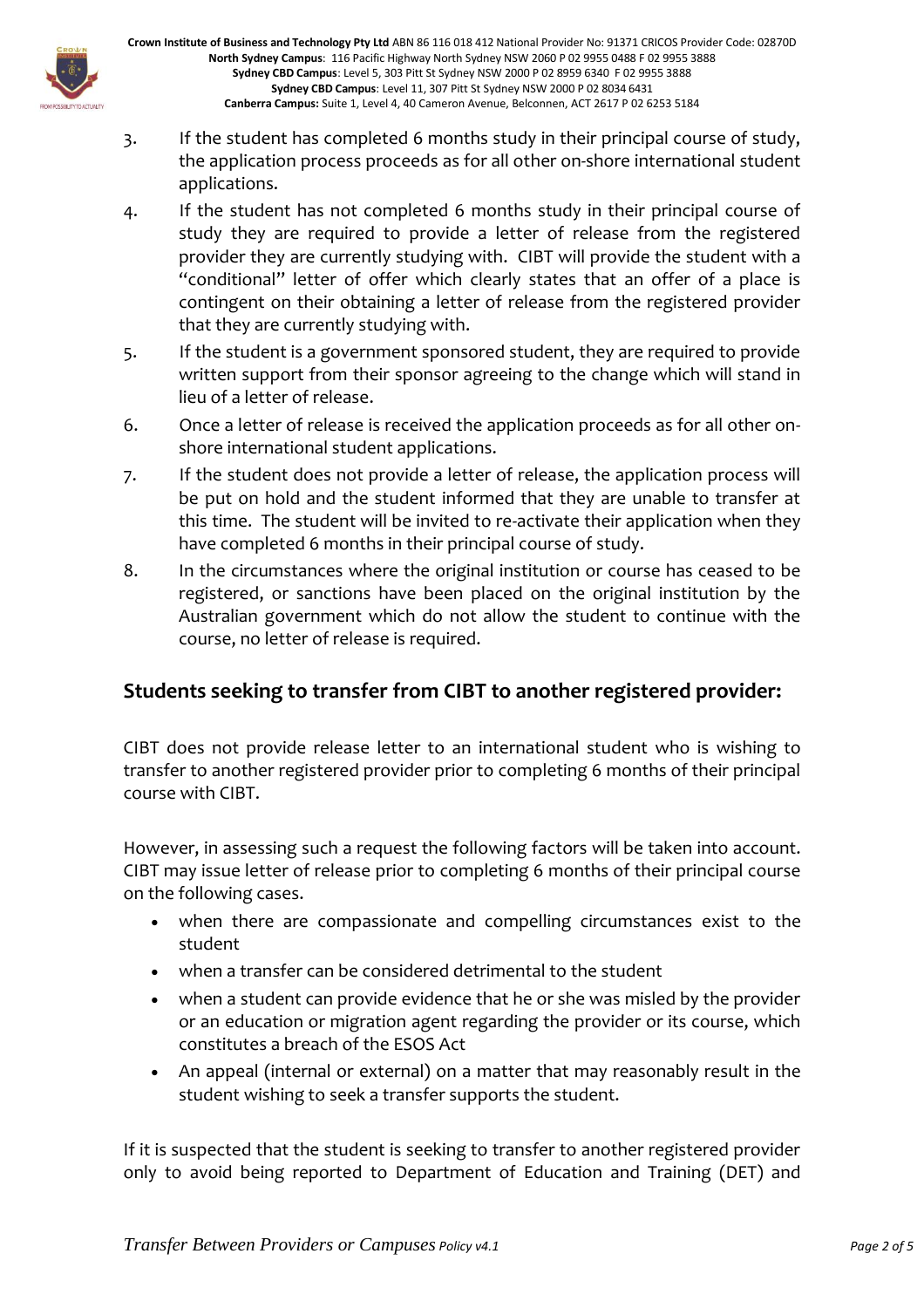3. If the student has completed 6 months study in their principal course of study, the application process proceeds as for all other on-shore international student applications.
4. If the student has not completed 6 months study in their principal course of study they are required to provide a letter of release from the registered provider they are currently studying with. CIBT will provide the student with a "conditional" letter of offer which clearly states that an offer of a place is contingent on their obtaining a letter of release from the registered provider that they are currently studying with.
5. If the student is a government sponsored student, they are required to provide written support from their sponsor agreeing to the change which will stand in lieu of a letter of release.
6. Once a letter of release is received the application proceeds as for all other on-shore international student applications.
7. If the student does not provide a letter of release, the application process will be put on hold and the student informed that they are unable to transfer at this time. The student will be invited to re-activate their application when they have completed 6 months in their principal course of study.
8. In the circumstances where the original institution or course has ceased to be registered, or sanctions have been placed on the original institution by the Australian government which do not allow the student to continue with the course, no letter of release is required.

## Students seeking to transfer from CIBT to another registered provider:

CIBT does not provide release letter to an international student who is wishing to transfer to another registered provider prior to completing 6 months of their principal course with CIBT.

However, in assessing such a request the following factors will be taken into account. CIBT may issue letter of release prior to completing 6 months of their principal course on the following cases.

- when there are compassionate and compelling circumstances exist to the student
- when a transfer can be considered detrimental to the student
- when a student can provide evidence that he or she was misled by the provider or an education or migration agent regarding the provider or its course, which constitutes a breach of the ESOS Act
- An appeal (internal or external) on a matter that may reasonably result in the student wishing to seek a transfer supports the student.

If it is suspected that the student is seeking to transfer to another registered provider only to avoid being reported to Department of Education and Training (DET) and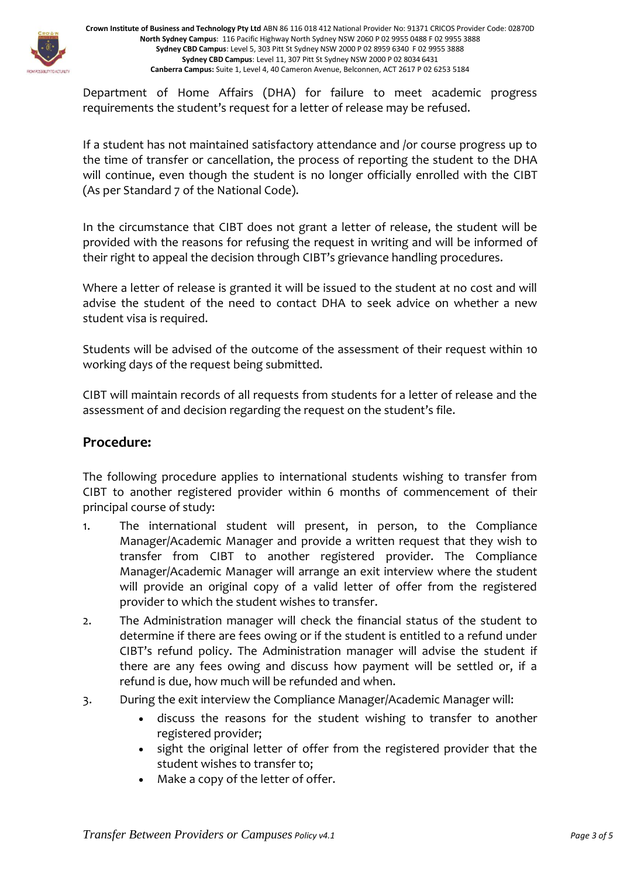Department of Home Affairs (DHA) for failure to meet academic progress requirements the student's request for a letter of release may be refused.

If a student has not maintained satisfactory attendance and /or course progress up to the time of transfer or cancellation, the process of reporting the student to the DHA will continue, even though the student is no longer officially enrolled with the CIBT (As per Standard 7 of the National Code).

In the circumstance that CIBT does not grant a letter of release, the student will be provided with the reasons for refusing the request in writing and will be informed of their right to appeal the decision through CIBT's grievance handling procedures.

Where a letter of release is granted it will be issued to the student at no cost and will advise the student of the need to contact DHA to seek advice on whether a new student visa is required.

Students will be advised of the outcome of the assessment of their request within 10 working days of the request being submitted.

CIBT will maintain records of all requests from students for a letter of release and the assessment of and decision regarding the request on the student's file.

## Procedure:

The following procedure applies to international students wishing to transfer from CIBT to another registered provider within 6 months of commencement of their principal course of study:

1. The international student will present, in person, to the Compliance Manager/Academic Manager and provide a written request that they wish to transfer from CIBT to another registered provider. The Compliance Manager/Academic Manager will arrange an exit interview where the student will provide an original copy of a valid letter of offer from the registered provider to which the student wishes to transfer.
2. The Administration manager will check the financial status of the student to determine if there are fees owing or if the student is entitled to a refund under CIBT's refund policy. The Administration manager will advise the student if there are any fees owing and discuss how payment will be settled or, if a refund is due, how much will be refunded and when.
3. During the exit interview the Compliance Manager/Academic Manager will:
   - discuss the reasons for the student wishing to transfer to another registered provider;
   - sight the original letter of offer from the registered provider that the student wishes to transfer to;
   - Make a copy of the letter of offer.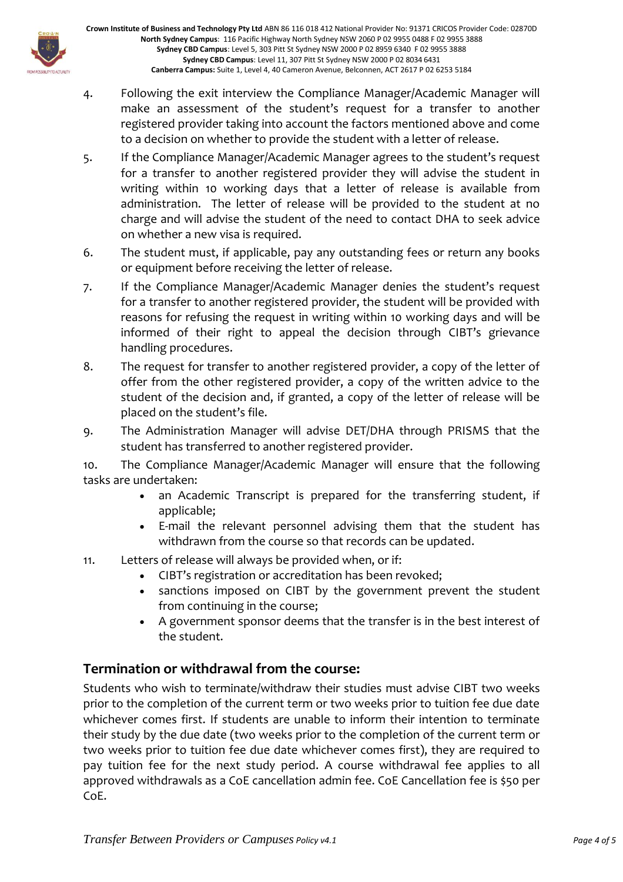4. Following the exit interview the Compliance Manager/Academic Manager will make an assessment of the student's request for a transfer to another registered provider taking into account the factors mentioned above and come to a decision on whether to provide the student with a letter of release.
5. If the Compliance Manager/Academic Manager agrees to the student's request for a transfer to another registered provider they will advise the student in writing within 10 working days that a letter of release is available from administration. The letter of release will be provided to the student at no charge and will advise the student of the need to contact DHA to seek advice on whether a new visa is required.
6. The student must, if applicable, pay any outstanding fees or return any books or equipment before receiving the letter of release.
7. If the Compliance Manager/Academic Manager denies the student's request for a transfer to another registered provider, the student will be provided with reasons for refusing the request in writing within 10 working days and will be informed of their right to appeal the decision through CIBT's grievance handling procedures.
8. The request for transfer to another registered provider, a copy of the letter of offer from the other registered provider, a copy of the written advice to the student of the decision and, if granted, a copy of the letter of release will be placed on the student's file.
9. The Administration Manager will advise DET/DHA through PRISMS that the student has transferred to another registered provider.
10. The Compliance Manager/Academic Manager will ensure that the following tasks are undertaken:
    - an Academic Transcript is prepared for the transferring student, if applicable;
    - E-mail the relevant personnel advising them that the student has withdrawn from the course so that records can be updated.
11. Letters of release will always be provided when, or if:
    - CIBT's registration or accreditation has been revoked;
    - sanctions imposed on CIBT by the government prevent the student from continuing in the course;
    - A government sponsor deems that the transfer is in the best interest of the student.

## Termination or withdrawal from the course:

Students who wish to terminate/withdraw their studies must advise CIBT two weeks prior to the completion of the current term or two weeks prior to tuition fee due date whichever comes first. If students are unable to inform their intention to terminate their study by the due date (two weeks prior to the completion of the current term or two weeks prior to tuition fee due date whichever comes first), they are required to pay tuition fee for the next study period. A course withdrawal fee applies to all approved withdrawals as a CoE cancellation admin fee. CoE Cancellation fee is $50 per CoE.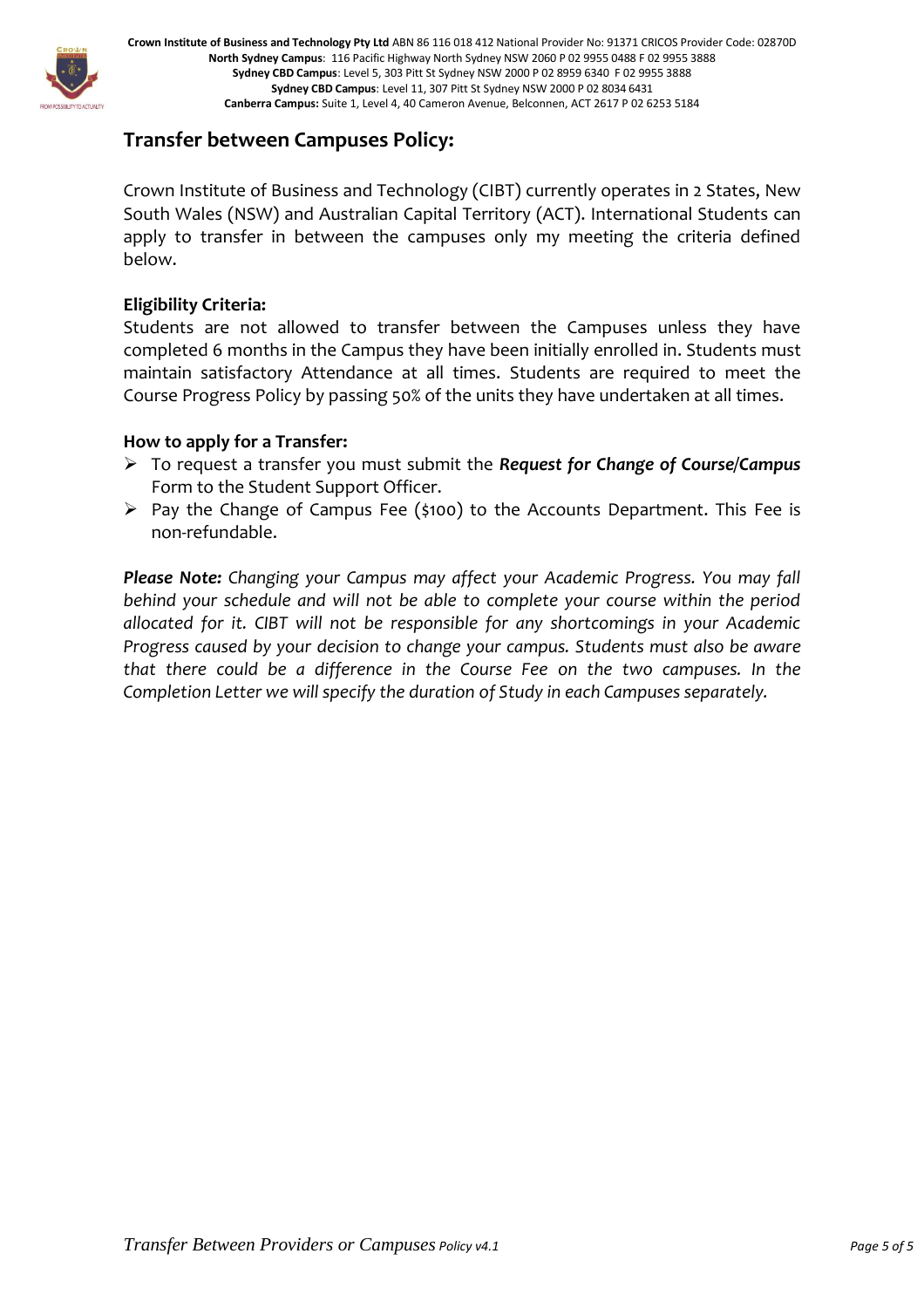## Transfer between Campuses Policy:

Crown Institute of Business and Technology (CIBT) currently operates in 2 States, New South Wales (NSW) and Australian Capital Territory (ACT). International Students can apply to transfer in between the campuses only my meeting the criteria defined below.

### Eligibility Criteria:

Students are not allowed to transfer between the Campuses unless they have completed 6 months in the Campus they have been initially enrolled in. Students must maintain satisfactory Attendance at all times. Students are required to meet the Course Progress Policy by passing 50% of the units they have undertaken at all times.

### How to apply for a Transfer:

- To request a transfer you must submit the ***Request for Change of Course/Campus*** Form to the Student Support Officer.
- Pay the Change of Campus Fee ($100) to the Accounts Department. This Fee is non-refundable.

***Please Note:*** *Changing your Campus may affect your Academic Progress. You may fall behind your schedule and will not be able to complete your course within the period allocated for it. CIBT will not be responsible for any shortcomings in your Academic Progress caused by your decision to change your campus. Students must also be aware that there could be a difference in the Course Fee on the two campuses. In the Completion Letter we will specify the duration of Study in each Campuses separately.*